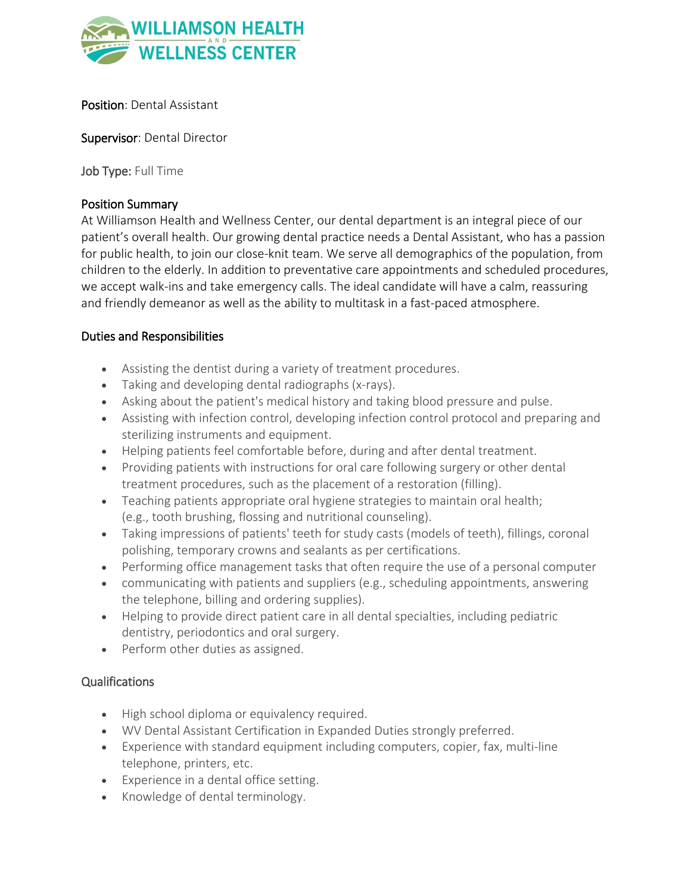# WILLIAMSON HEALTH AND WELLNESS CENTER

**Position**: Dental Assistant

**Supervisor**: Dental Director

**Job Type:** Full Time

## Position Summary

At Williamson Health and Wellness Center, our dental department is an integral piece of our patient's overall health. Our growing dental practice needs a Dental Assistant, who has a passion for public health, to join our close-knit team. We serve all demographics of the population, from children to the elderly. In addition to preventative care appointments and scheduled procedures, we accept walk-ins and take emergency calls. The ideal candidate will have a calm, reassuring and friendly demeanor as well as the ability to multitask in a fast-paced atmosphere.

## Duties and Responsibilities

- Assisting the dentist during a variety of treatment procedures.
- Taking and developing dental radiographs (x-rays).
- Asking about the patient's medical history and taking blood pressure and pulse.
- Assisting with infection control, developing infection control protocol and preparing and sterilizing instruments and equipment.
- Helping patients feel comfortable before, during and after dental treatment.
- Providing patients with instructions for oral care following surgery or other dental treatment procedures, such as the placement of a restoration (filling).
- Teaching patients appropriate oral hygiene strategies to maintain oral health; (e.g., tooth brushing, flossing and nutritional counseling).
- Taking impressions of patients' teeth for study casts (models of teeth), fillings, coronal polishing, temporary crowns and sealants as per certifications.
- Performing office management tasks that often require the use of a personal computer
- communicating with patients and suppliers (e.g., scheduling appointments, answering the telephone, billing and ordering supplies).
- Helping to provide direct patient care in all dental specialties, including pediatric dentistry, periodontics and oral surgery.
- Perform other duties as assigned.

## Qualifications

- High school diploma or equivalency required.
- WV Dental Assistant Certification in Expanded Duties strongly preferred.
- Experience with standard equipment including computers, copier, fax, multi-line telephone, printers, etc.
- Experience in a dental office setting.
- Knowledge of dental terminology.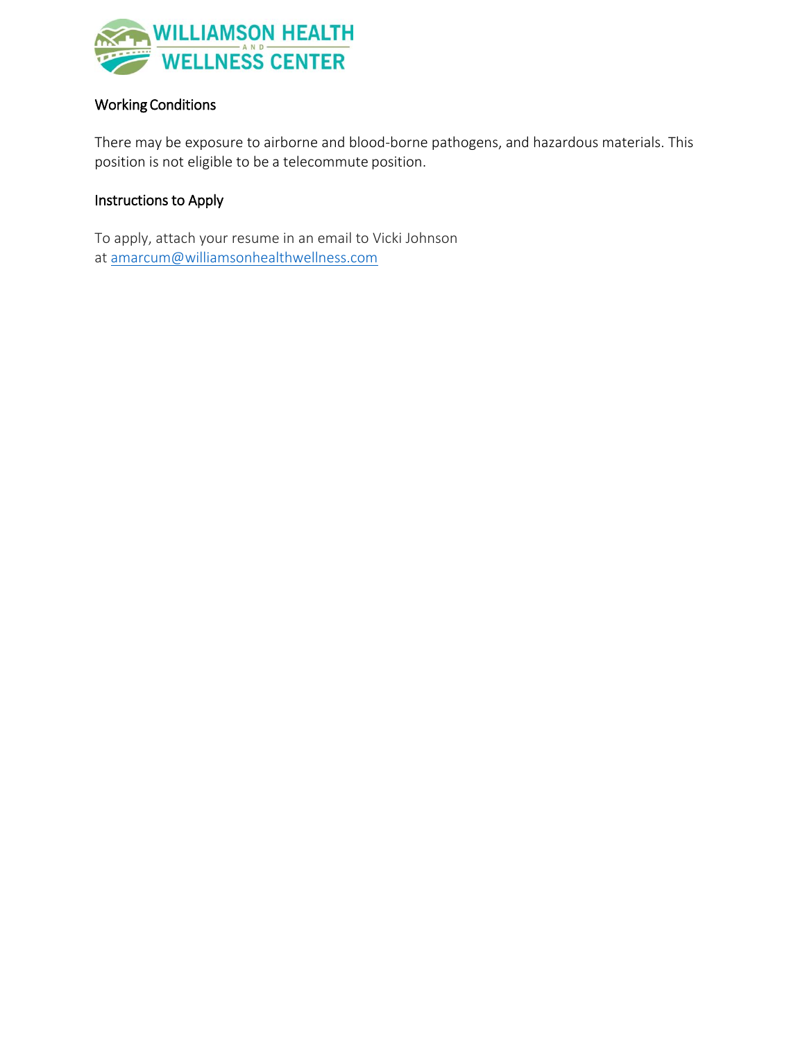## Working Conditions

There may be exposure to airborne and blood-borne pathogens, and hazardous materials. This position is not eligible to be a telecommute position.

## Instructions to Apply

To apply, attach your resume in an email to Vicki Johnson at amarcum@williamsonhealthwellness.com